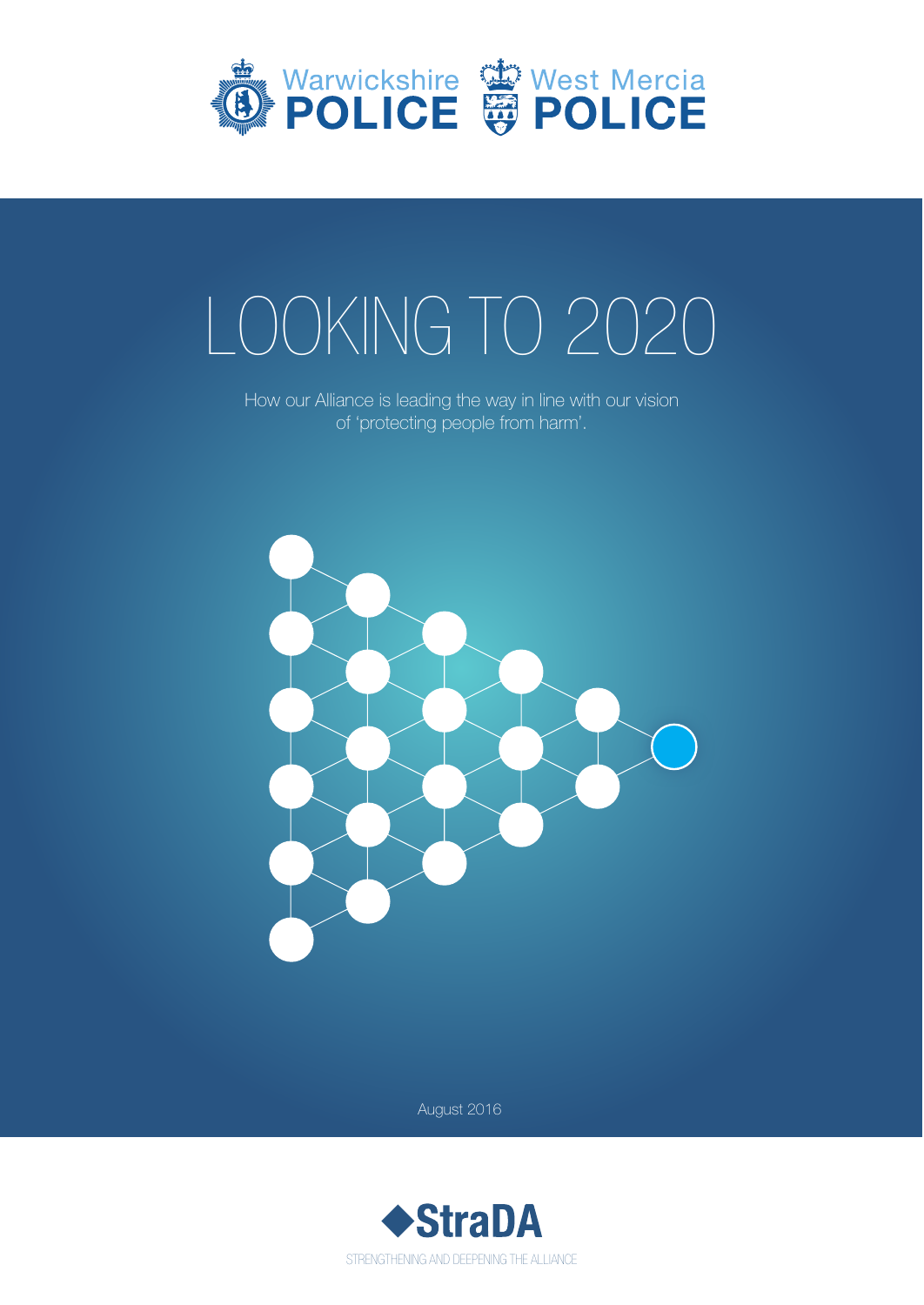Warwickshire POLICE

West Mercia POLICE

# LOOKING TO 2020

How our Alliance is leading the way in line with our vision of 'protecting people from harm'.

August 2016

StraDA

STRENGTHENING AND DEEPENING THE ALLIANCE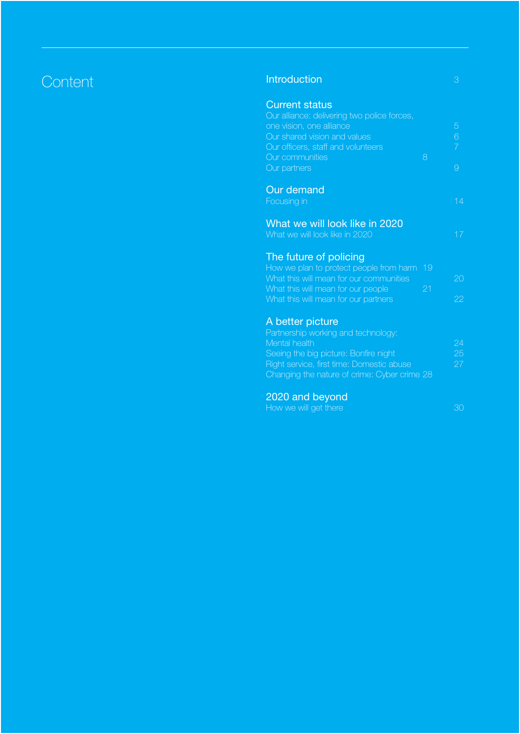# Content

## Introduction 3

## Current status

Our alliance: delivering two police forces, one vision, one alliance 5
Our shared vision and values 6
Our officers, staff and volunteers 7
Our communities 8
Our partners 9

## Our demand

Focusing in 14

## What we will look like in 2020

What we will look like in 2020 17

## The future of policing

How we plan to protect people from harm 19
What this will mean for our communities 20
What this will mean for our people 21
What this will mean for our partners 22

## A better picture

Partnership working and technology: Mental health 24
Seeing the big picture: Bonfire night 25
Right service, first time: Domestic abuse 27
Changing the nature of crime: Cyber crime 28

## 2020 and beyond

How we will get there 30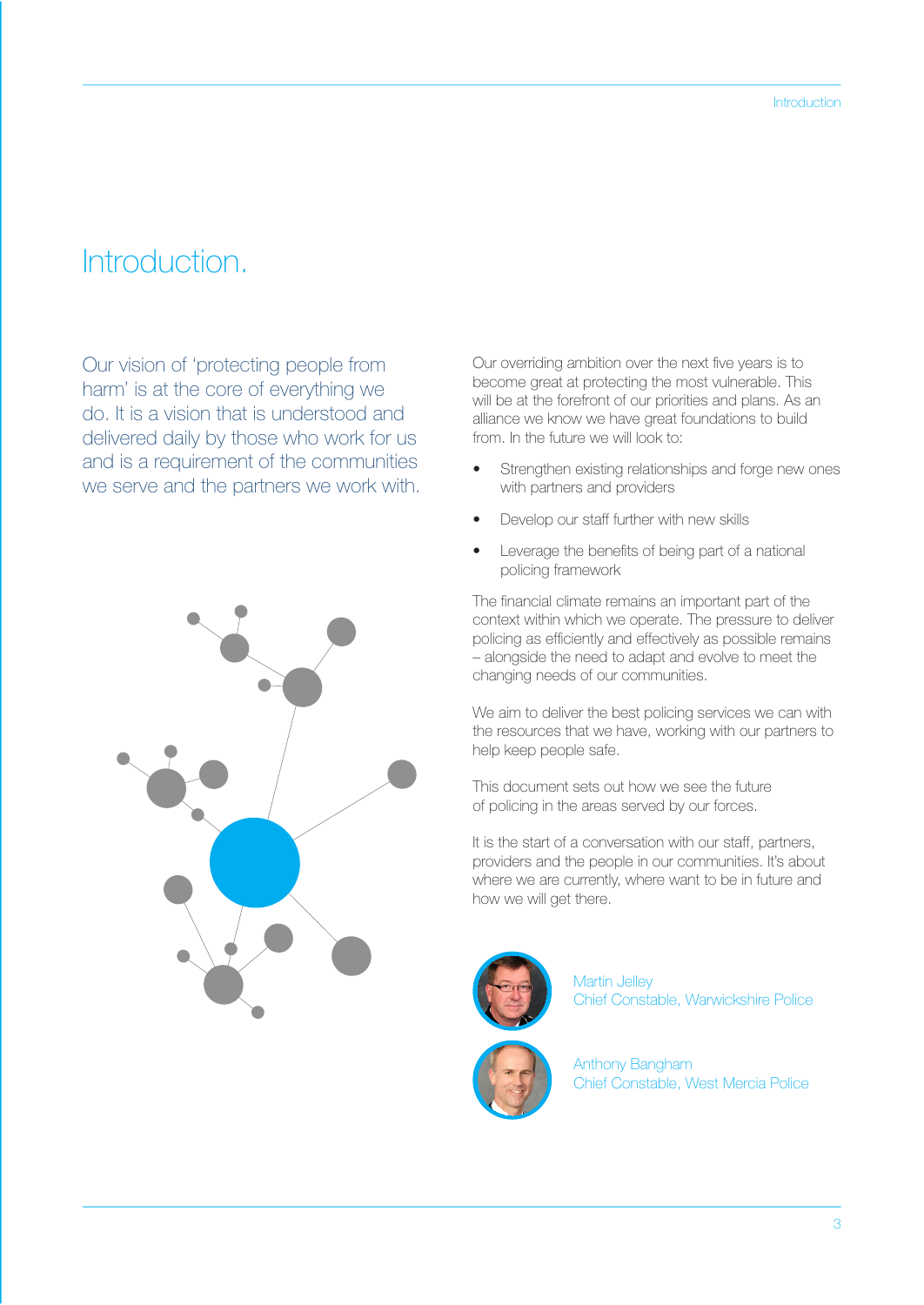# Introduction.

Our vision of 'protecting people from harm' is at the core of everything we do. It is a vision that is understood and delivered daily by those who work for us and is a requirement of the communities we serve and the partners we work with.

Our overriding ambition over the next five years is to become great at protecting the most vulnerable. This will be at the forefront of our priorities and plans. As an alliance we know we have great foundations to build from. In the future we will look to:

- Strengthen existing relationships and forge new ones with partners and providers
- Develop our staff further with new skills
- Leverage the benefits of being part of a national policing framework

The financial climate remains an important part of the context within which we operate. The pressure to deliver policing as efficiently and effectively as possible remains – alongside the need to adapt and evolve to meet the changing needs of our communities.

We aim to deliver the best policing services we can with the resources that we have, working with our partners to help keep people safe.

This document sets out how we see the future of policing in the areas served by our forces.

It is the start of a conversation with our staff, partners, providers and the people in our communities. It's about where we are currently, where want to be in future and how we will get there.

Martin Jelley
Chief Constable, Warwickshire Police

Anthony Bangham
Chief Constable, West Mercia Police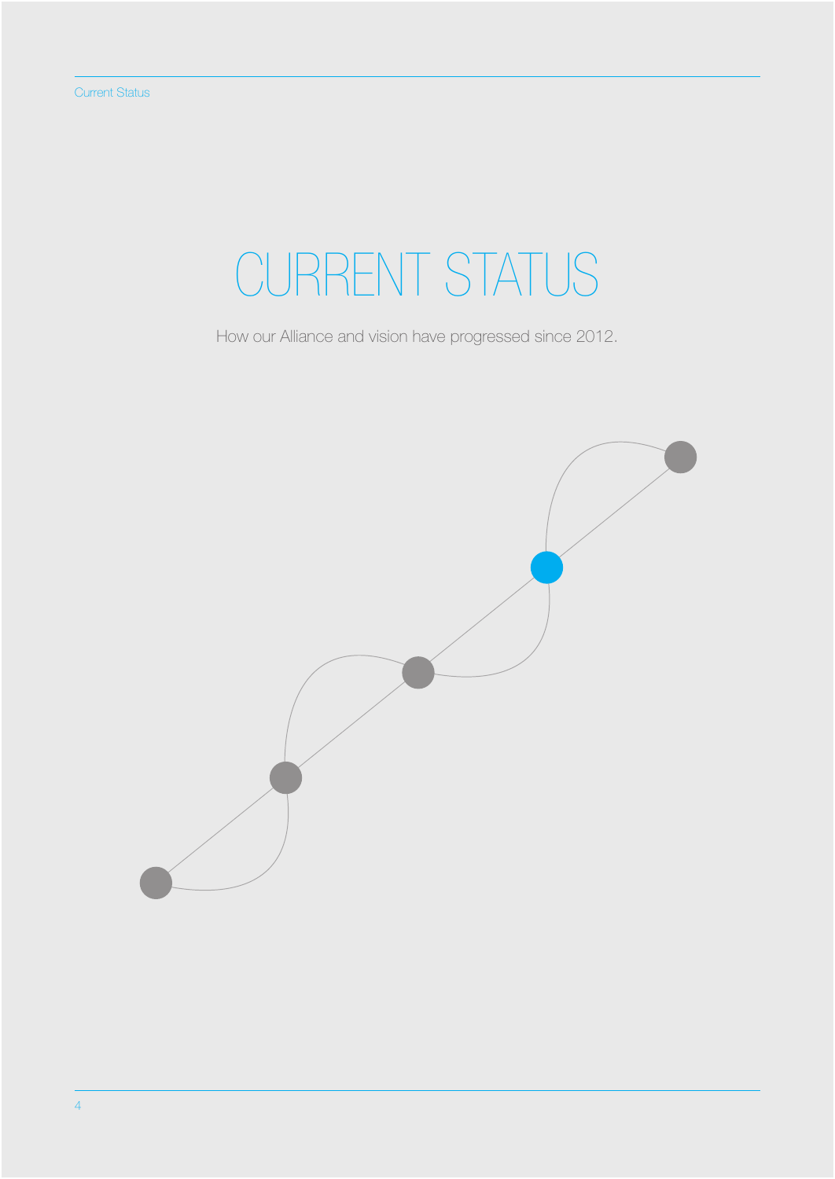# CURRENT STATUS

How our Alliance and vision have progressed since 2012.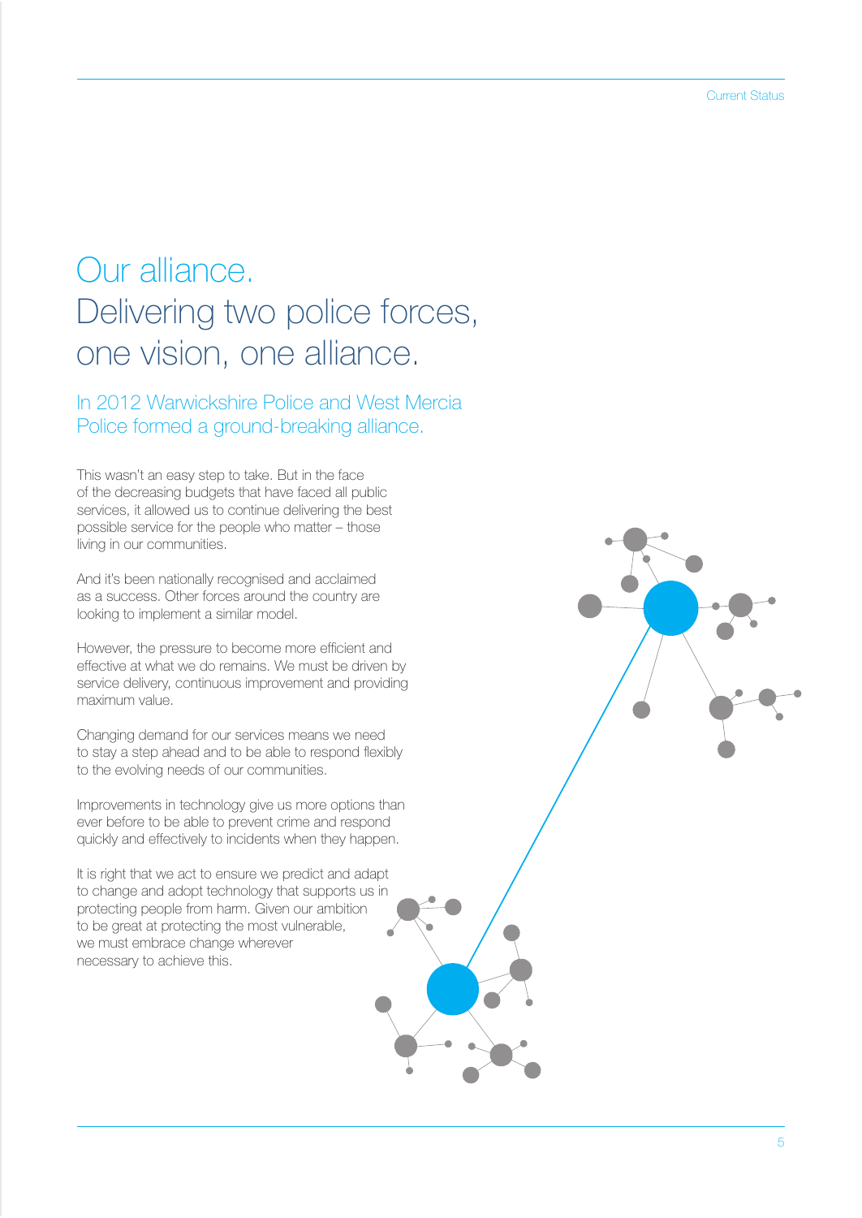# Our alliance. Delivering two police forces, one vision, one alliance.

## In 2012 Warwickshire Police and West Mercia Police formed a ground-breaking alliance.

This wasn't an easy step to take. But in the face of the decreasing budgets that have faced all public services, it allowed us to continue delivering the best possible service for the people who matter – those living in our communities.

And it's been nationally recognised and acclaimed as a success. Other forces around the country are looking to implement a similar model.

However, the pressure to become more efficient and effective at what we do remains. We must be driven by service delivery, continuous improvement and providing maximum value.

Changing demand for our services means we need to stay a step ahead and to be able to respond flexibly to the evolving needs of our communities.

Improvements in technology give us more options than ever before to be able to prevent crime and respond quickly and effectively to incidents when they happen.

It is right that we act to ensure we predict and adapt to change and adopt technology that supports us in protecting people from harm. Given our ambition to be great at protecting the most vulnerable, we must embrace change wherever necessary to achieve this.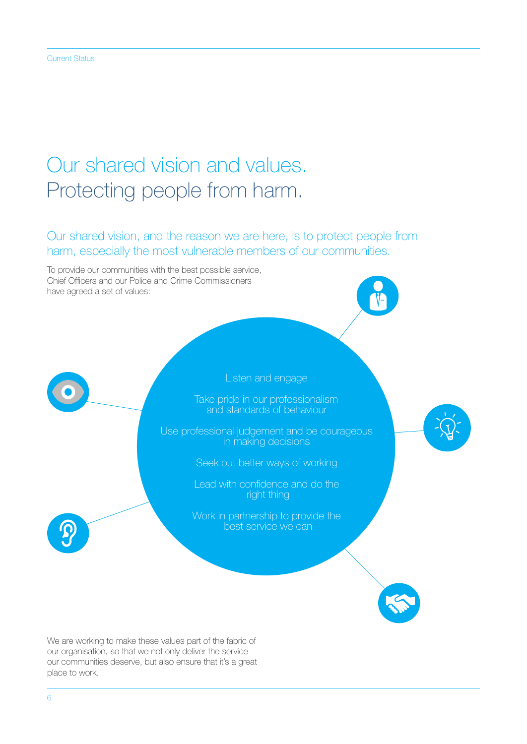# Our shared vision and values.
Protecting people from harm.

## Our shared vision, and the reason we are here, is to protect people from harm, especially the most vulnerable members of our communities.

To provide our communities with the best possible service, Chief Officers and our Police and Crime Commissioners have agreed a set of values:

- Listen and engage
- Take pride in our professionalism and standards of behaviour
- Use professional judgement and be courageous in making decisions
- Seek out better ways of working
- Lead with confidence and do the right thing
- Work in partnership to provide the best service we can

We are working to make these values part of the fabric of our organisation, so that we not only deliver the service our communities deserve, but also ensure that it's a great place to work.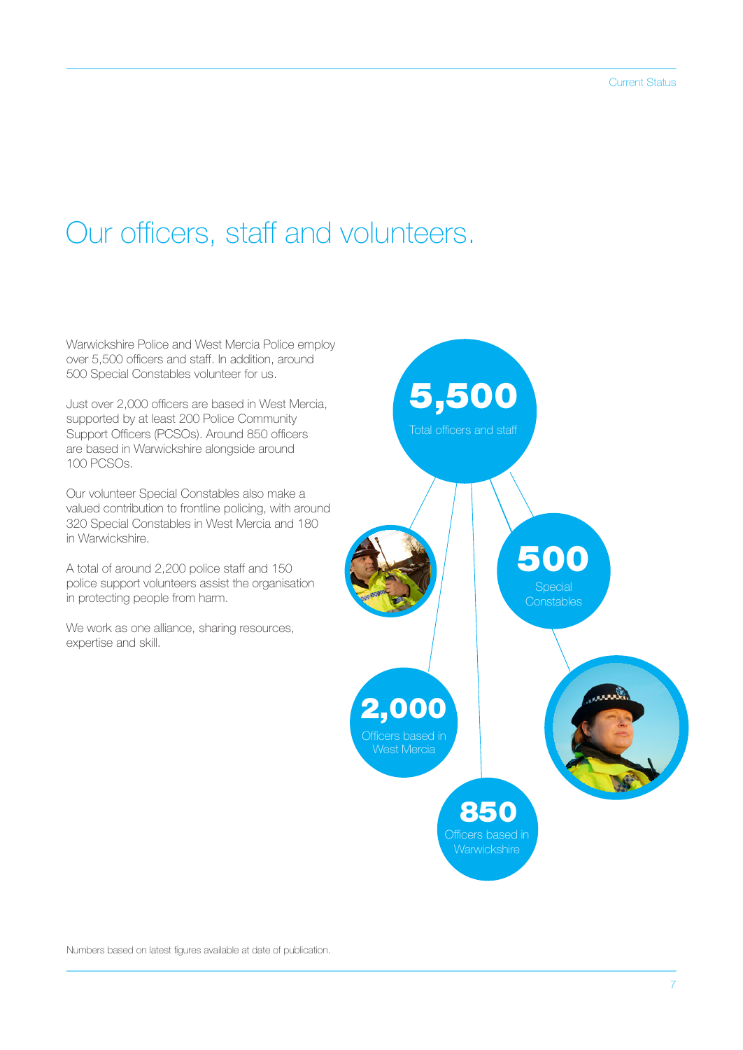# Our officers, staff and volunteers.

Warwickshire Police and West Mercia Police employ over 5,500 officers and staff. In addition, around 500 Special Constables volunteer for us.

Just over 2,000 officers are based in West Mercia, supported by at least 200 Police Community Support Officers (PCSOs). Around 850 officers are based in Warwickshire alongside around 100 PCSOs.

Our volunteer Special Constables also make a valued contribution to frontline policing, with around 320 Special Constables in West Mercia and 180 in Warwickshire.

A total of around 2,200 police staff and 150 police support volunteers assist the organisation in protecting people from harm.

We work as one alliance, sharing resources, expertise and skill.

**5,500** Total officers and staff

**500** Special Constables

**2,000** Officers based in West Mercia

**850** Officers based in Warwickshire

Numbers based on latest figures available at date of publication.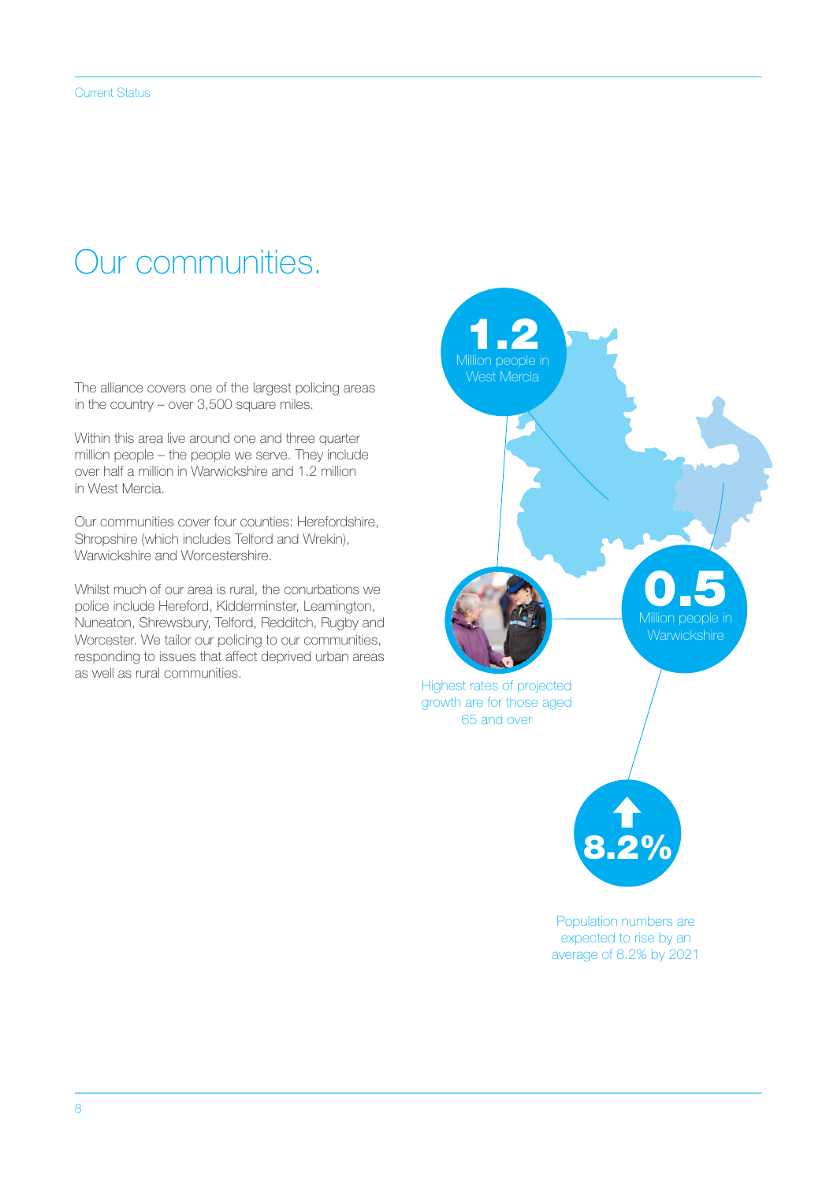# Our communities.

The alliance covers one of the largest policing areas in the country – over 3,500 square miles.

Within this area live around one and three quarter million people – the people we serve. They include over half a million in Warwickshire and 1.2 million in West Mercia.

Our communities cover four counties: Herefordshire, Shropshire (which includes Telford and Wrekin), Warwickshire and Worcestershire.

Whilst much of our area is rural, the conurbations we police include Hereford, Kidderminster, Leamington, Nuneaton, Shrewsbury, Telford, Redditch, Rugby and Worcester. We tailor our policing to our communities, responding to issues that affect deprived urban areas as well as rural communities.

**1.2** Million people in West Mercia

**0.5** Million people in Warwickshire

Highest rates of projected growth are for those aged 65 and over

**8.2%**

Population numbers are expected to rise by an average of 8.2% by 2021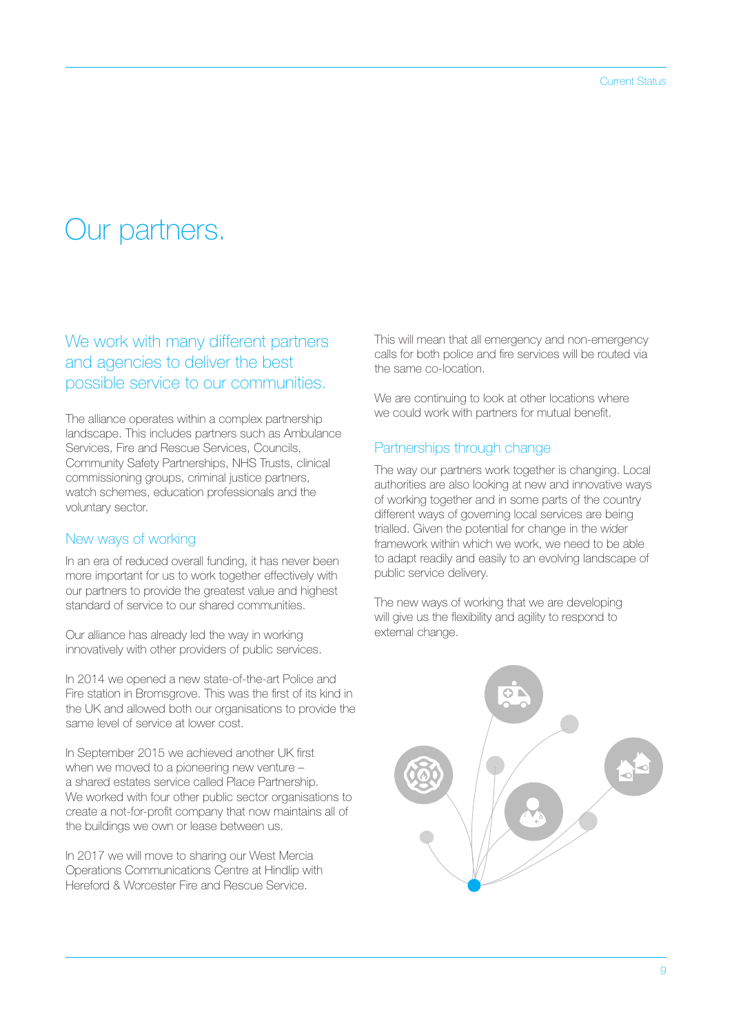# Our partners.

## We work with many different partners and agencies to deliver the best possible service to our communities.

The alliance operates within a complex partnership landscape. This includes partners such as Ambulance Services, Fire and Rescue Services, Councils, Community Safety Partnerships, NHS Trusts, clinical commissioning groups, criminal justice partners, watch schemes, education professionals and the voluntary sector.

### New ways of working

In an era of reduced overall funding, it has never been more important for us to work together effectively with our partners to provide the greatest value and highest standard of service to our shared communities.

Our alliance has already led the way in working innovatively with other providers of public services.

In 2014 we opened a new state-of-the-art Police and Fire station in Bromsgrove. This was the first of its kind in the UK and allowed both our organisations to provide the same level of service at lower cost.

In September 2015 we achieved another UK first when we moved to a pioneering new venture – a shared estates service called Place Partnership. We worked with four other public sector organisations to create a not-for-profit company that now maintains all of the buildings we own or lease between us.

In 2017 we will move to sharing our West Mercia Operations Communications Centre at Hindlip with Hereford & Worcester Fire and Rescue Service.

This will mean that all emergency and non-emergency calls for both police and fire services will be routed via the same co-location.

We are continuing to look at other locations where we could work with partners for mutual benefit.

### Partnerships through change

The way our partners work together is changing. Local authorities are also looking at new and innovative ways of working together and in some parts of the country different ways of governing local services are being trialled. Given the potential for change in the wider framework within which we work, we need to be able to adapt readily and easily to an evolving landscape of public service delivery.

The new ways of working that we are developing will give us the flexibility and agility to respond to external change.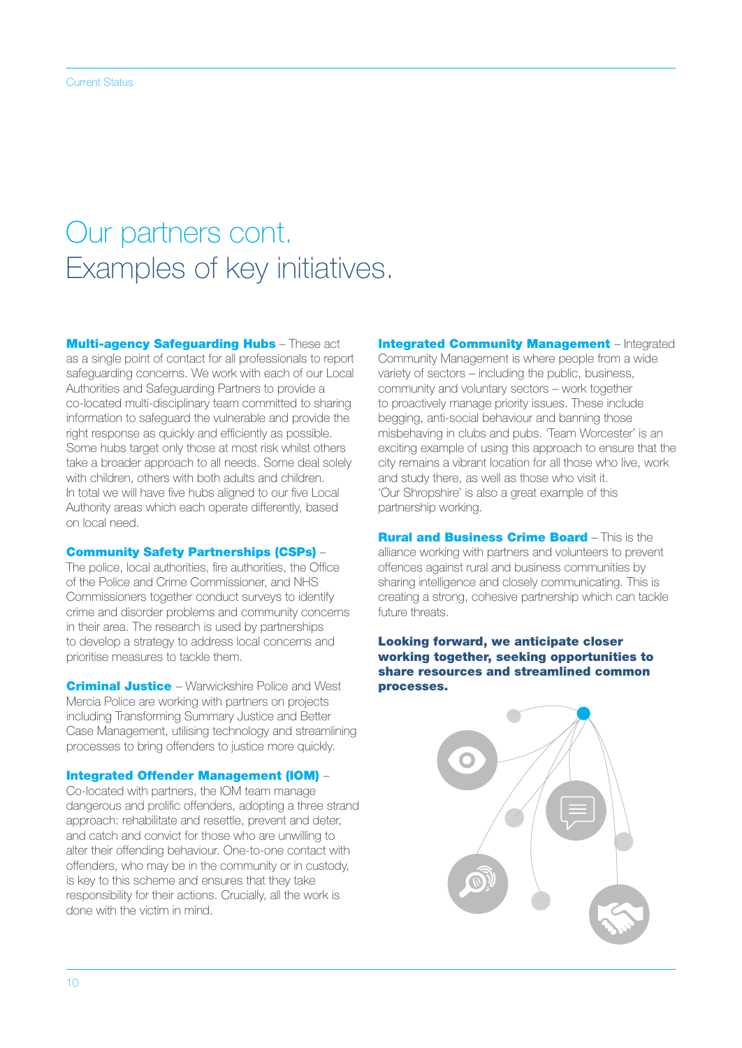# Our partners cont.
# Examples of key initiatives.

**Multi-agency Safeguarding Hubs** – These act as a single point of contact for all professionals to report safeguarding concerns. We work with each of our Local Authorities and Safeguarding Partners to provide a co-located multi-disciplinary team committed to sharing information to safeguard the vulnerable and provide the right response as quickly and efficiently as possible. Some hubs target only those at most risk whilst others take a broader approach to all needs. Some deal solely with children, others with both adults and children. In total we will have five hubs aligned to our five Local Authority areas which each operate differently, based on local need.

**Community Safety Partnerships (CSPs)** – The police, local authorities, fire authorities, the Office of the Police and Crime Commissioner, and NHS Commissioners together conduct surveys to identify crime and disorder problems and community concerns in their area. The research is used by partnerships to develop a strategy to address local concerns and prioritise measures to tackle them.

**Criminal Justice** – Warwickshire Police and West Mercia Police are working with partners on projects including Transforming Summary Justice and Better Case Management, utilising technology and streamlining processes to bring offenders to justice more quickly.

**Integrated Offender Management (IOM)** – Co-located with partners, the IOM team manage dangerous and prolific offenders, adopting a three strand approach: rehabilitate and resettle, prevent and deter, and catch and convict for those who are unwilling to alter their offending behaviour. One-to-one contact with offenders, who may be in the community or in custody, is key to this scheme and ensures that they take responsibility for their actions. Crucially, all the work is done with the victim in mind.

**Integrated Community Management** – Integrated Community Management is where people from a wide variety of sectors – including the public, business, community and voluntary sectors – work together to proactively manage priority issues. These include begging, anti-social behaviour and banning those misbehaving in clubs and pubs. 'Team Worcester' is an exciting example of using this approach to ensure that the city remains a vibrant location for all those who live, work and study there, as well as those who visit it. 'Our Shropshire' is also a great example of this partnership working.

**Rural and Business Crime Board** – This is the alliance working with partners and volunteers to prevent offences against rural and business communities by sharing intelligence and closely communicating. This is creating a strong, cohesive partnership which can tackle future threats.

**Looking forward, we anticipate closer working together, seeking opportunities to share resources and streamlined common processes.**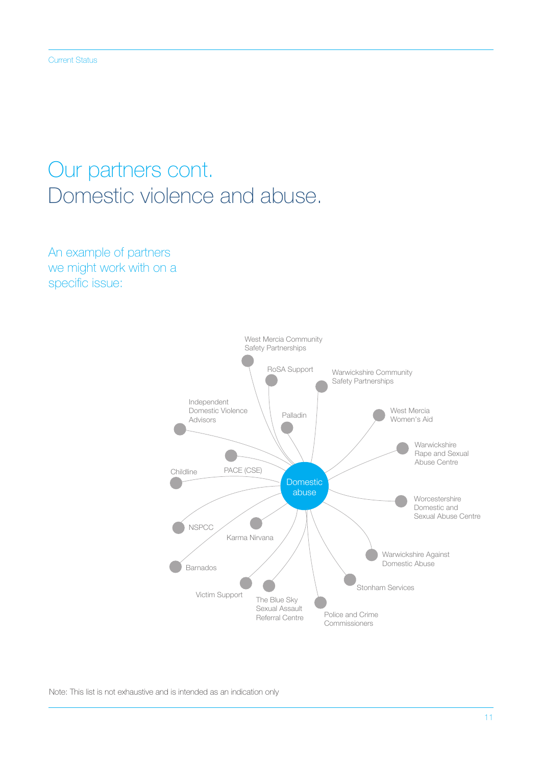# Our partners cont.
# Domestic violence and abuse.

An example of partners we might work with on a specific issue:

**Domestic abuse**

- West Mercia Community Safety Partnerships
- RoSA Support
- Warwickshire Community Safety Partnerships
- Independent Domestic Violence Advisors
- Palladin
- West Mercia Women's Aid
- Warwickshire Rape and Sexual Abuse Centre
- PACE (CSE)
- Childline
- Worcestershire Domestic and Sexual Abuse Centre
- NSPCC
- Karma Nirvana
- Warwickshire Against Domestic Abuse
- Barnados
- Stonham Services
- Victim Support
- The Blue Sky Sexual Assault Referral Centre
- Police and Crime Commissioners

Note: This list is not exhaustive and is intended as an indication only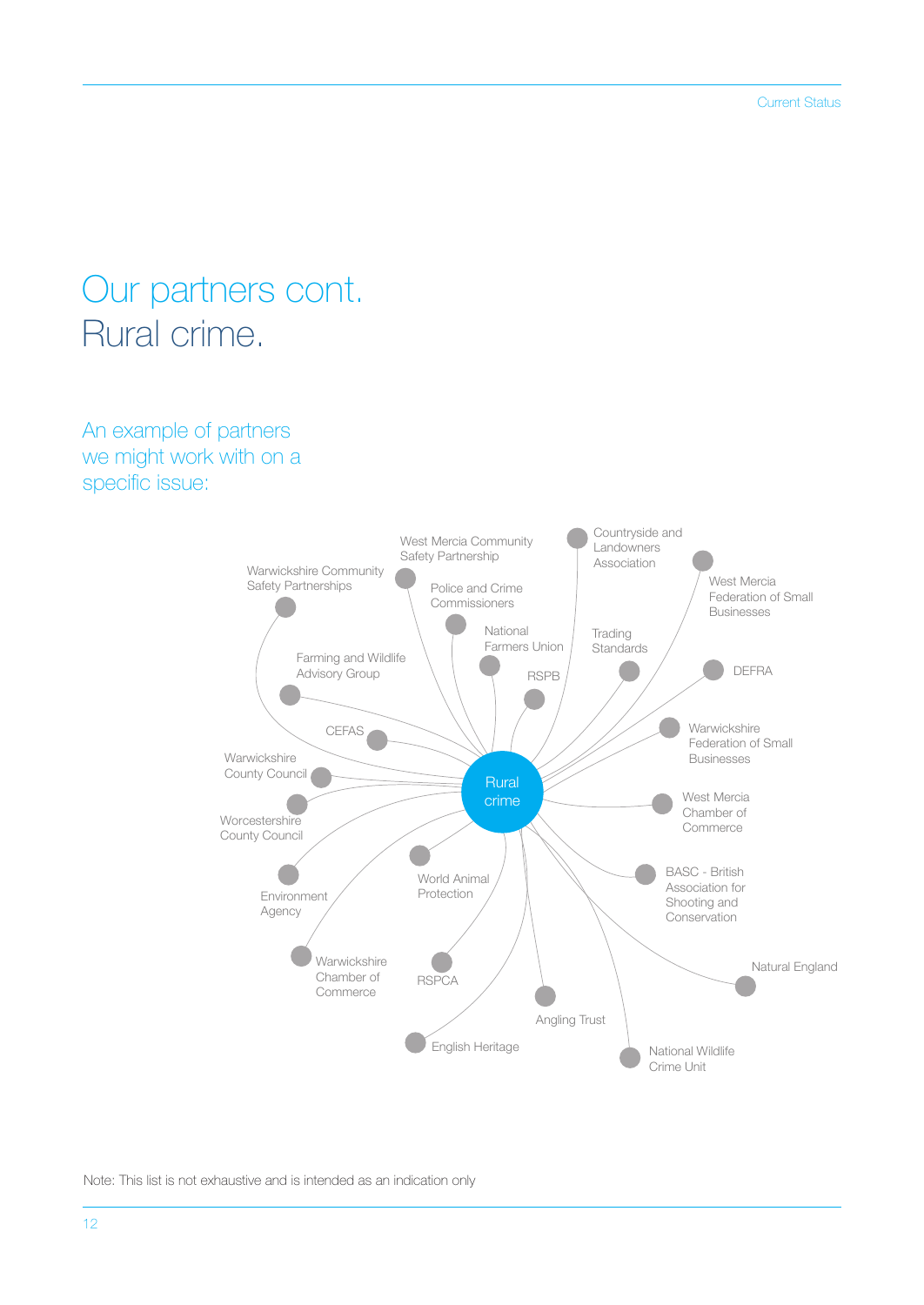# Our partners cont.
# Rural crime.

## An example of partners we might work with on a specific issue:

Rural crime

- West Mercia Community Safety Partnership
- Countryside and Landowners Association
- Warwickshire Community Safety Partnerships
- Police and Crime Commissioners
- West Mercia Federation of Small Businesses
- National Farmers Union
- Trading Standards
- Farming and Wildlife Advisory Group
- RSPB
- DEFRA
- CEFAS
- Warwickshire Federation of Small Businesses
- Warwickshire County Council
- Worcestershire County Council
- West Mercia Chamber of Commerce
- World Animal Protection
- Environment Agency
- BASC - British Association for Shooting and Conservation
- Warwickshire Chamber of Commerce
- RSPCA
- Natural England
- Angling Trust
- English Heritage
- National Wildlife Crime Unit

Note: This list is not exhaustive and is intended as an indication only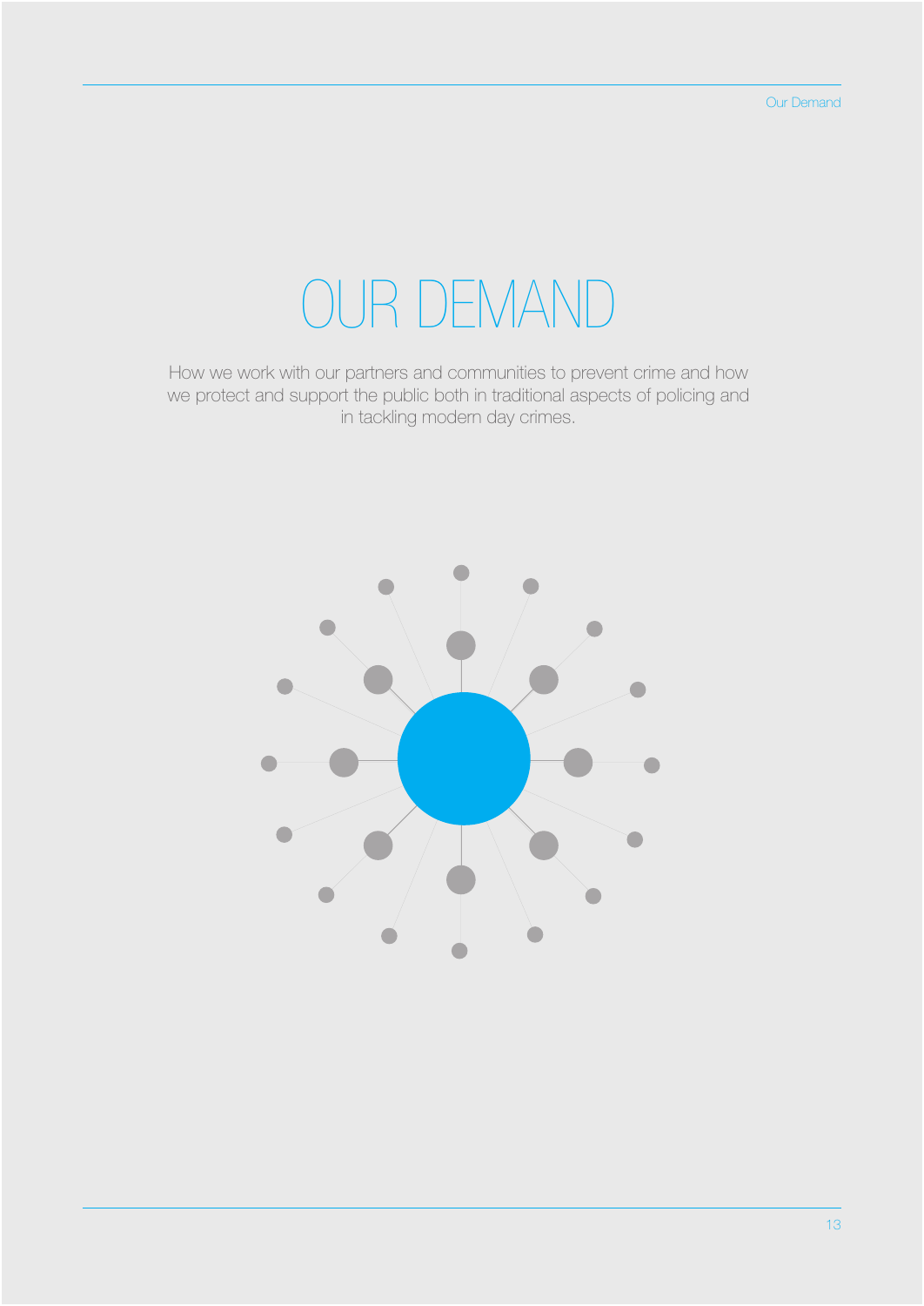# OUR DEMAND

How we work with our partners and communities to prevent crime and how we protect and support the public both in traditional aspects of policing and in tackling modern day crimes.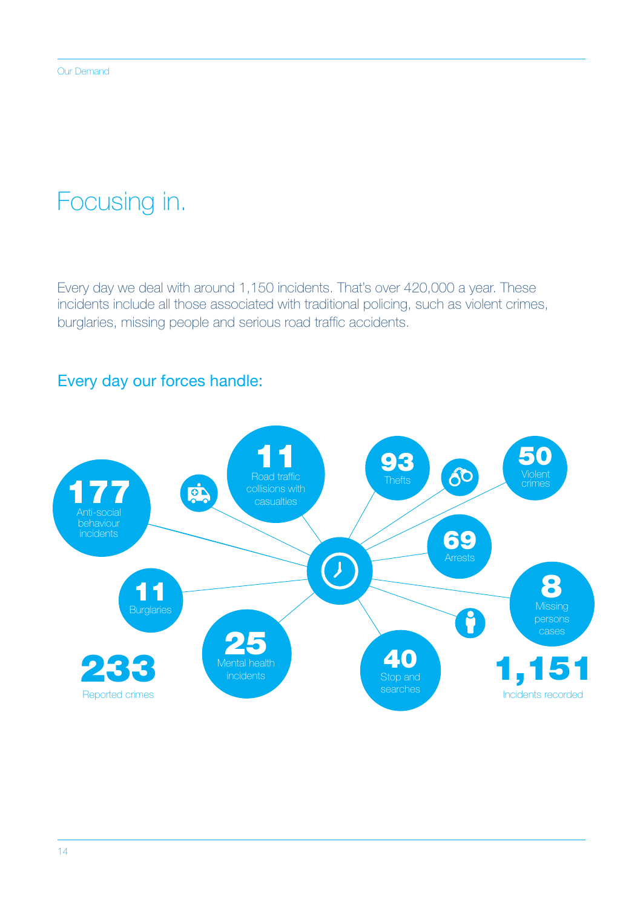# Focusing in.

Every day we deal with around 1,150 incidents. That's over 420,000 a year. These incidents include all those associated with traditional policing, such as violent crimes, burglaries, missing people and serious road traffic accidents.

## Every day our forces handle:

- **177** Anti-social behaviour incidents
- **11** Road traffic collisions with casualties
- **93** Thefts
- **50** Violent crimes
- **69** Arrests
- **11** Burglaries
- **8** Missing persons cases
- **25** Mental health incidents
- **40** Stop and searches

**233** Reported crimes

**1,151** Incidents recorded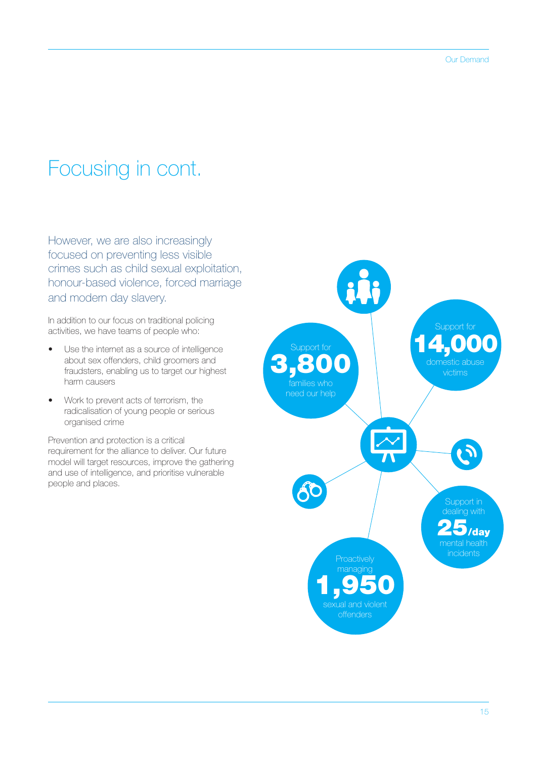# Focusing in cont.

However, we are also increasingly focused on preventing less visible crimes such as child sexual exploitation, honour-based violence, forced marriage and modern day slavery.

In addition to our focus on traditional policing activities, we have teams of people who:

- Use the internet as a source of intelligence about sex offenders, child groomers and fraudsters, enabling us to target our highest harm causers
- Work to prevent acts of terrorism, the radicalisation of young people or serious organised crime

Prevention and protection is a critical requirement for the alliance to deliver. Our future model will target resources, improve the gathering and use of intelligence, and prioritise vulnerable people and places.

Support for **3,800** families who need our help

Support for **14,000** domestic abuse victims

Support in dealing with **25/day** mental health incidents

Proactively managing **1,950** sexual and violent offenders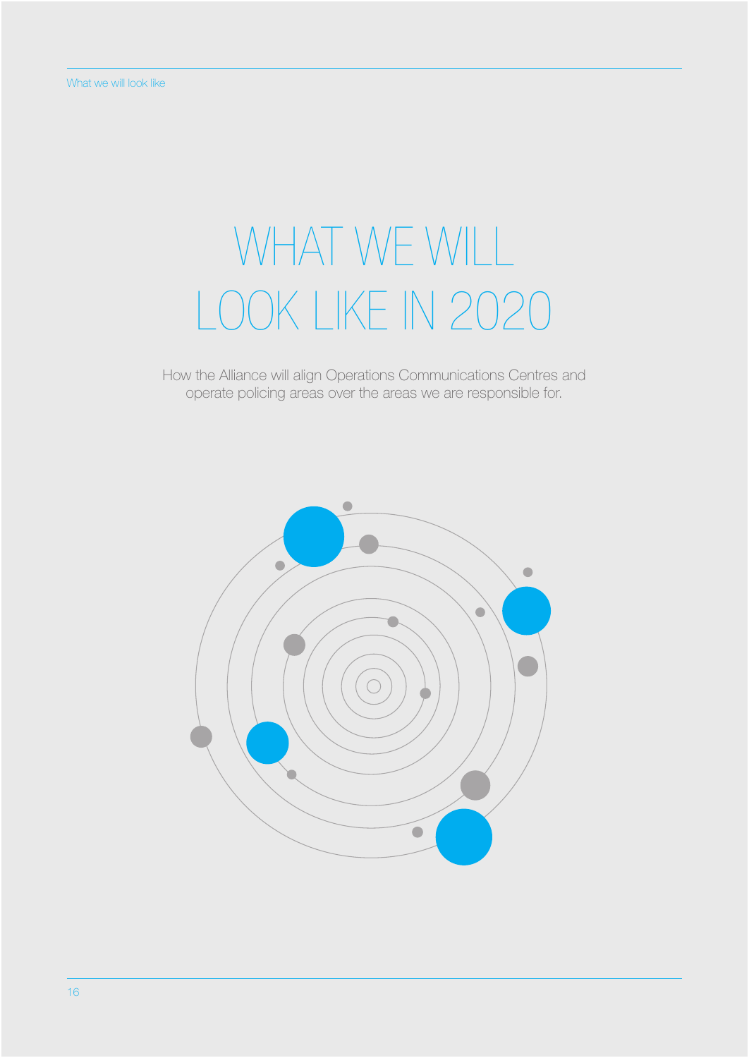# WHAT WE WILL LOOK LIKE IN 2020

How the Alliance will align Operations Communications Centres and operate policing areas over the areas we are responsible for.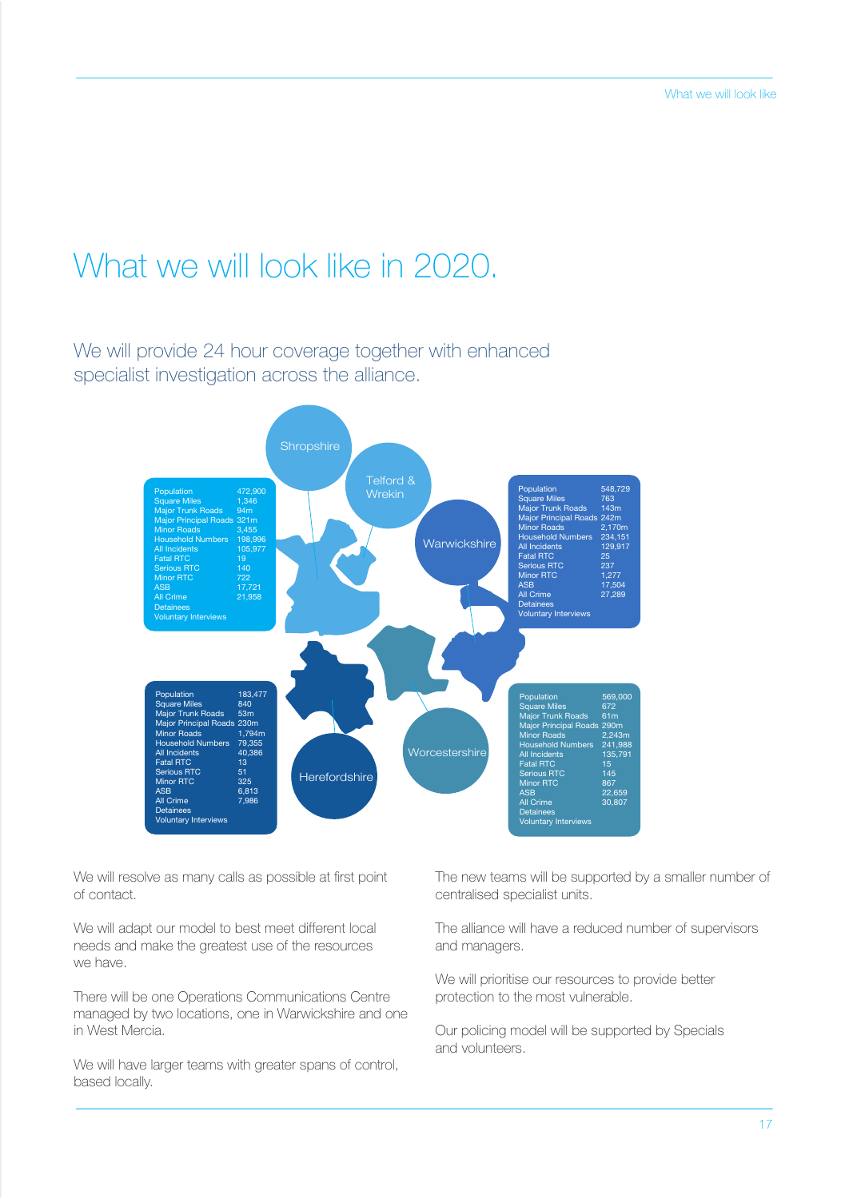# What we will look like in 2020.

## We will provide 24 hour coverage together with enhanced specialist investigation across the alliance.

Shropshire

Telford & Wrekin

| | |
|---|---|
| Population | 472,900 |
| Square Miles | 1,346 |
| Major Trunk Roads | 94m |
| Major Principal Roads | 321m |
| Minor Roads | 3,455 |
| Household Numbers | 198,996 |
| All Incidents | 105,977 |
| Fatal RTC | 19 |
| Serious RTC | 140 |
| Minor RTC | 722 |
| ASB | 17,721 |
| All Crime | 21,958 |
| Detainees | |
| Voluntary Interviews | |

Warwickshire

| | |
|---|---|
| Population | 548,729 |
| Square Miles | 763 |
| Major Trunk Roads | 143m |
| Major Principal Roads | 242m |
| Minor Roads | 2,170m |
| Household Numbers | 234,151 |
| All Incidents | 129,917 |
| Fatal RTC | 25 |
| Serious RTC | 237 |
| Minor RTC | 1,277 |
| ASB | 17,504 |
| All Crime | 27,289 |
| Detainees | |
| Voluntary Interviews | |

Herefordshire

| | |
|---|---|
| Population | 183,477 |
| Square Miles | 840 |
| Major Trunk Roads | 53m |
| Major Principal Roads | 230m |
| Minor Roads | 1,794m |
| Household Numbers | 79,355 |
| All Incidents | 40,386 |
| Fatal RTC | 13 |
| Serious RTC | 51 |
| Minor RTC | 325 |
| ASB | 6,813 |
| All Crime | 7,986 |
| Detainees | |
| Voluntary Interviews | |

Worcestershire

| | |
|---|---|
| Population | 569,000 |
| Square Miles | 672 |
| Major Trunk Roads | 61m |
| Major Principal Roads | 290m |
| Minor Roads | 2,243m |
| Household Numbers | 241,988 |
| All Incidents | 135,791 |
| Fatal RTC | 15 |
| Serious RTC | 145 |
| Minor RTC | 867 |
| ASB | 22,659 |
| All Crime | 30,807 |
| Detainees | |
| Voluntary Interviews | |

We will resolve as many calls as possible at first point of contact.

We will adapt our model to best meet different local needs and make the greatest use of the resources we have.

There will be one Operations Communications Centre managed by two locations, one in Warwickshire and one in West Mercia.

We will have larger teams with greater spans of control, based locally.

The new teams will be supported by a smaller number of centralised specialist units.

The alliance will have a reduced number of supervisors and managers.

We will prioritise our resources to provide better protection to the most vulnerable.

Our policing model will be supported by Specials and volunteers.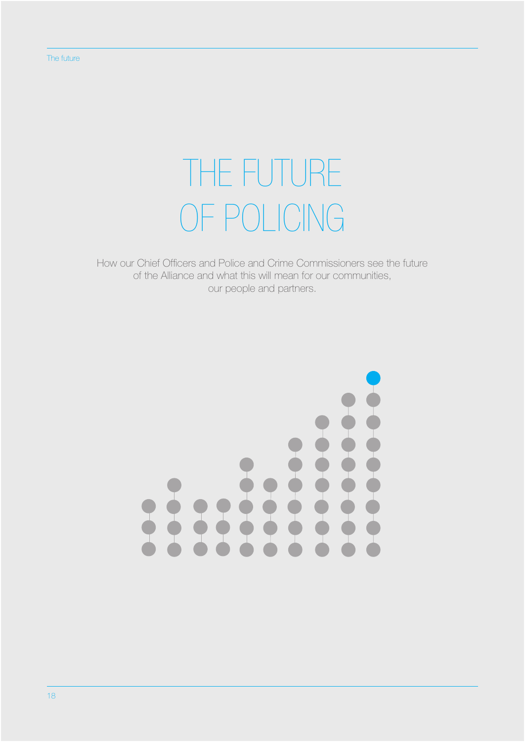# THE FUTURE OF POLICING

How our Chief Officers and Police and Crime Commissioners see the future of the Alliance and what this will mean for our communities, our people and partners.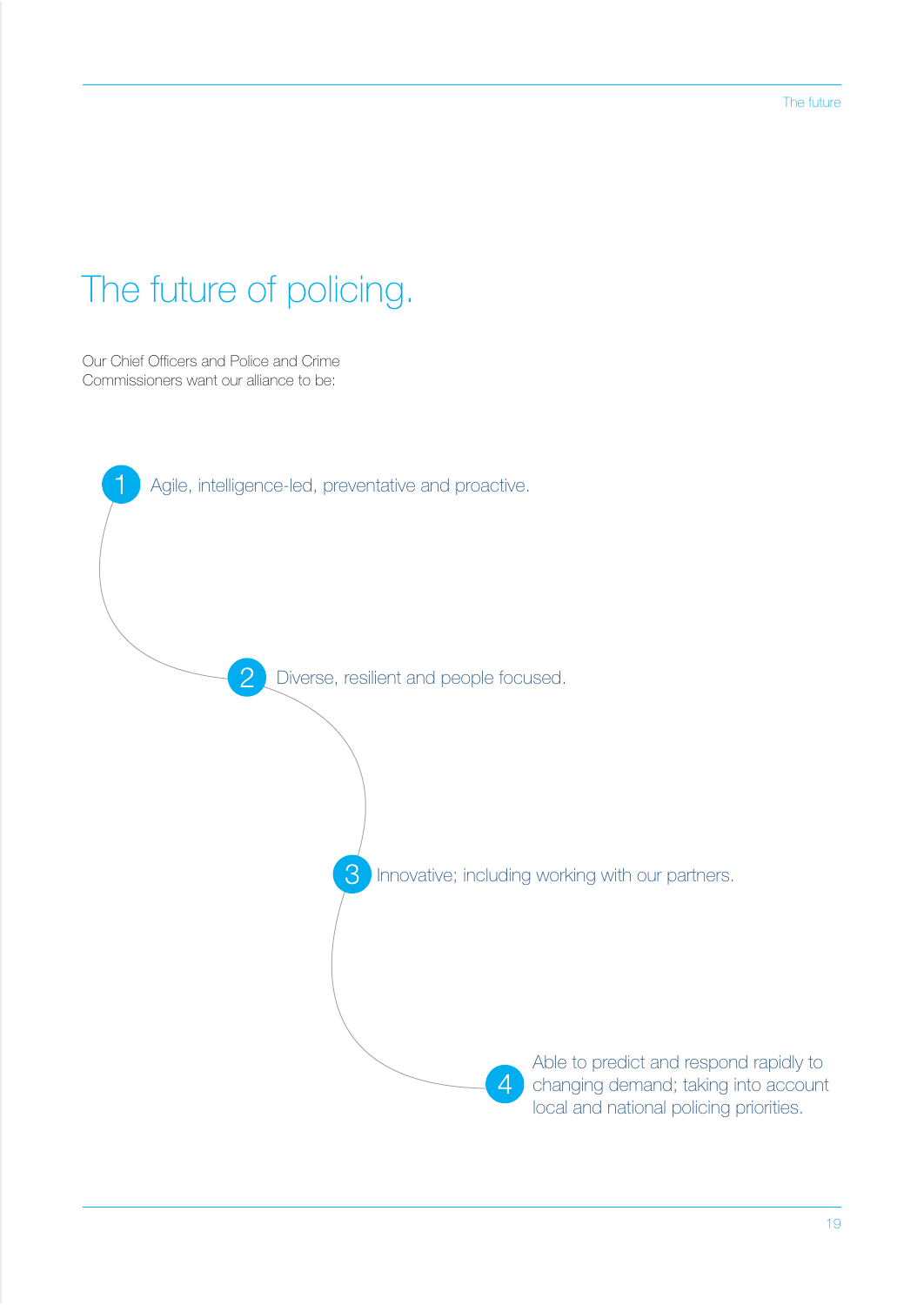# The future of policing.

Our Chief Officers and Police and Crime Commissioners want our alliance to be:

1. Agile, intelligence-led, preventative and proactive.
2. Diverse, resilient and people focused.
3. Innovative; including working with our partners.
4. Able to predict and respond rapidly to changing demand; taking into account local and national policing priorities.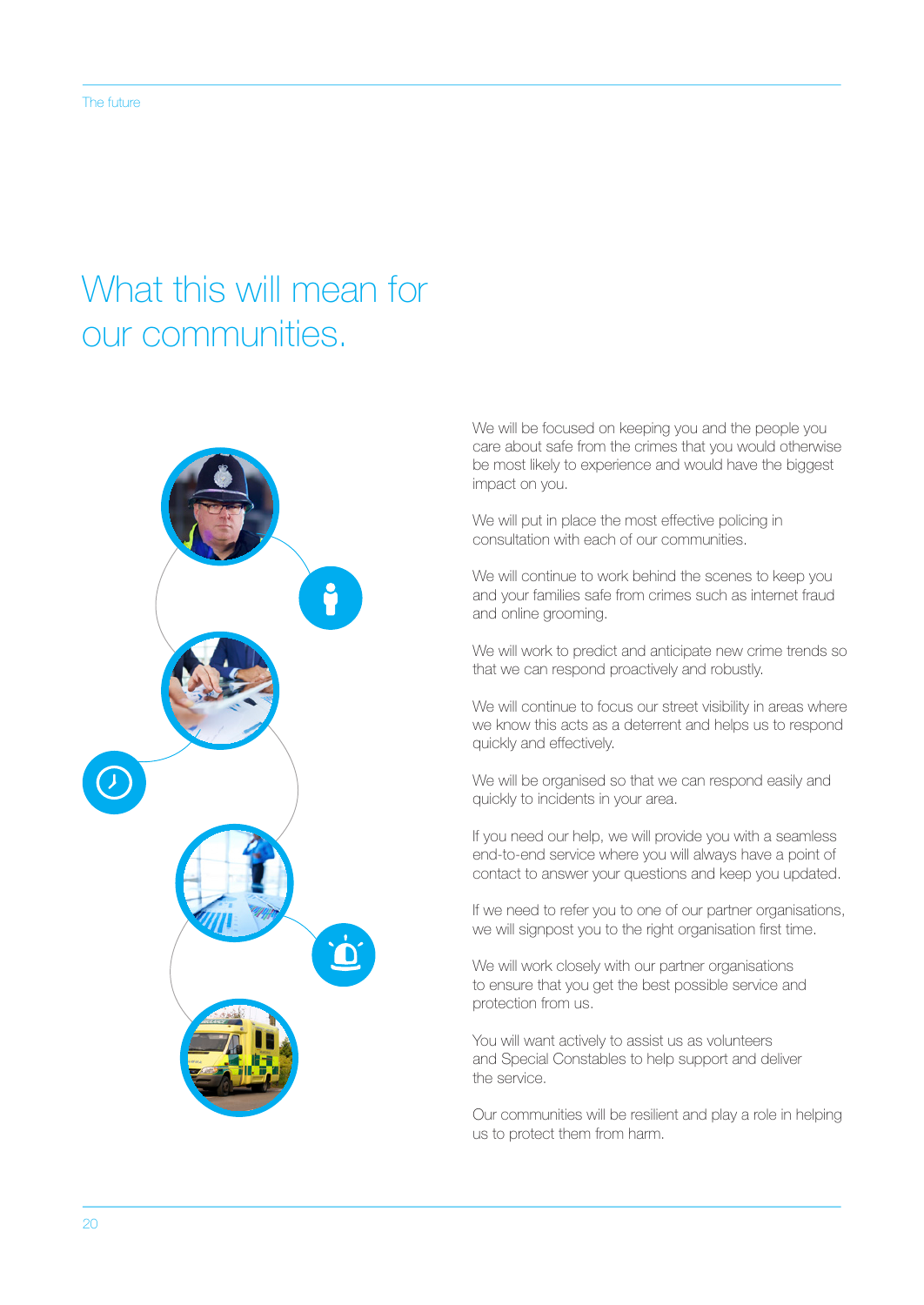# What this will mean for our communities.

We will be focused on keeping you and the people you care about safe from the crimes that you would otherwise be most likely to experience and would have the biggest impact on you.

We will put in place the most effective policing in consultation with each of our communities.

We will continue to work behind the scenes to keep you and your families safe from crimes such as internet fraud and online grooming.

We will work to predict and anticipate new crime trends so that we can respond proactively and robustly.

We will continue to focus our street visibility in areas where we know this acts as a deterrent and helps us to respond quickly and effectively.

We will be organised so that we can respond easily and quickly to incidents in your area.

If you need our help, we will provide you with a seamless end-to-end service where you will always have a point of contact to answer your questions and keep you updated.

If we need to refer you to one of our partner organisations, we will signpost you to the right organisation first time.

We will work closely with our partner organisations to ensure that you get the best possible service and protection from us.

You will want actively to assist us as volunteers and Special Constables to help support and deliver the service.

Our communities will be resilient and play a role in helping us to protect them from harm.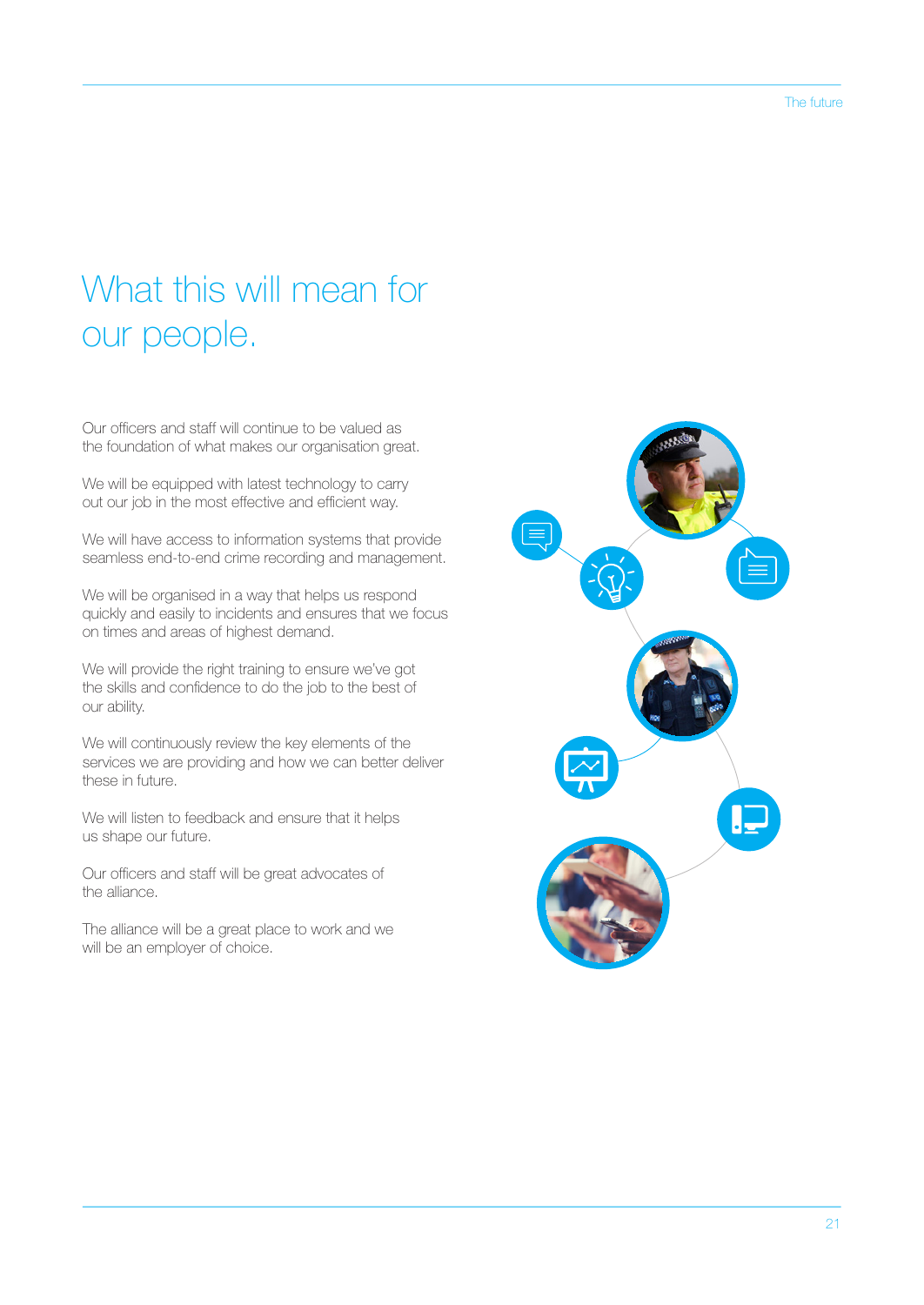# What this will mean for our people.

Our officers and staff will continue to be valued as the foundation of what makes our organisation great.

We will be equipped with latest technology to carry out our job in the most effective and efficient way.

We will have access to information systems that provide seamless end-to-end crime recording and management.

We will be organised in a way that helps us respond quickly and easily to incidents and ensures that we focus on times and areas of highest demand.

We will provide the right training to ensure we've got the skills and confidence to do the job to the best of our ability.

We will continuously review the key elements of the services we are providing and how we can better deliver these in future.

We will listen to feedback and ensure that it helps us shape our future.

Our officers and staff will be great advocates of the alliance.

The alliance will be a great place to work and we will be an employer of choice.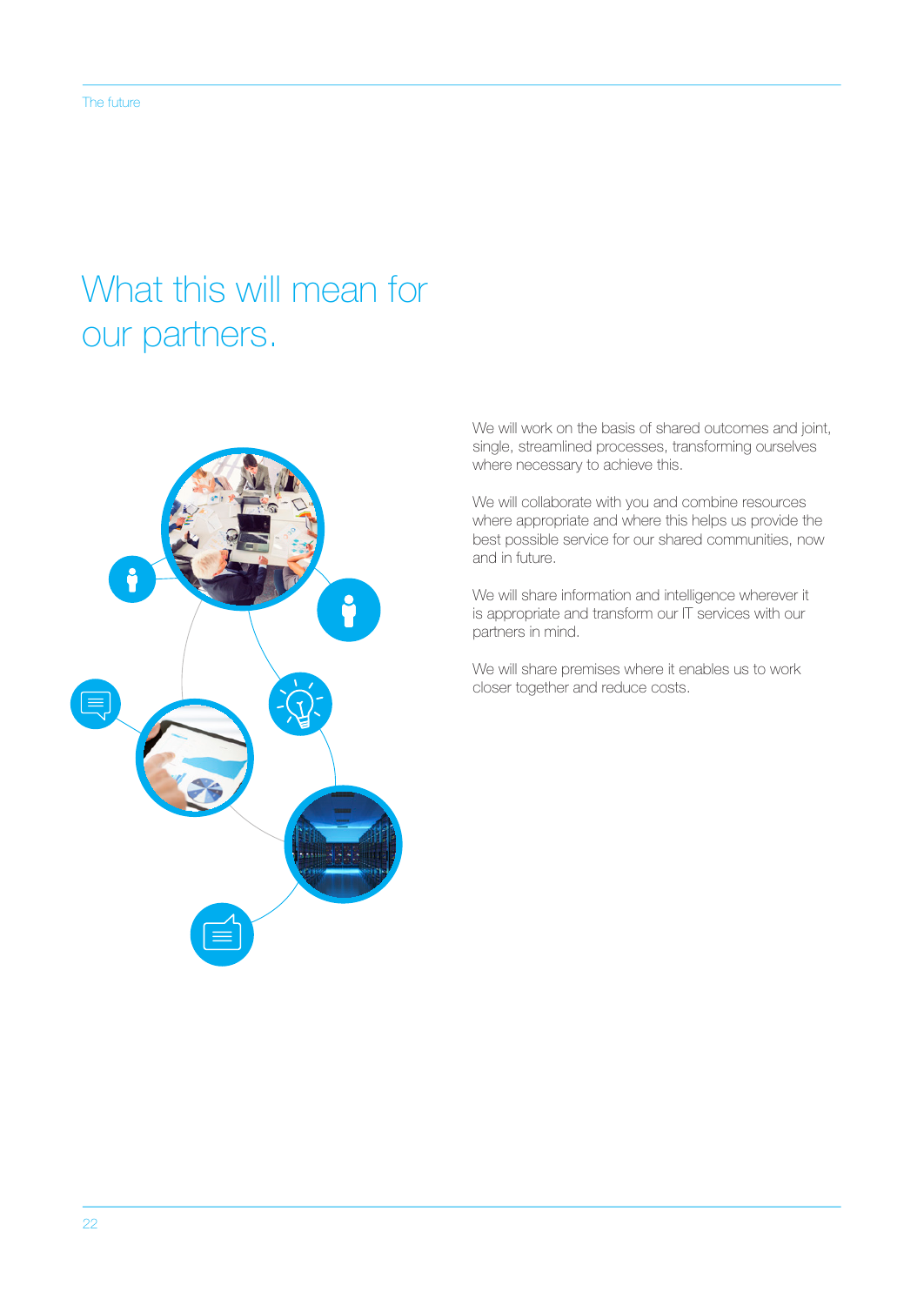# What this will mean for our partners.

We will work on the basis of shared outcomes and joint, single, streamlined processes, transforming ourselves where necessary to achieve this.

We will collaborate with you and combine resources where appropriate and where this helps us provide the best possible service for our shared communities, now and in future.

We will share information and intelligence wherever it is appropriate and transform our IT services with our partners in mind.

We will share premises where it enables us to work closer together and reduce costs.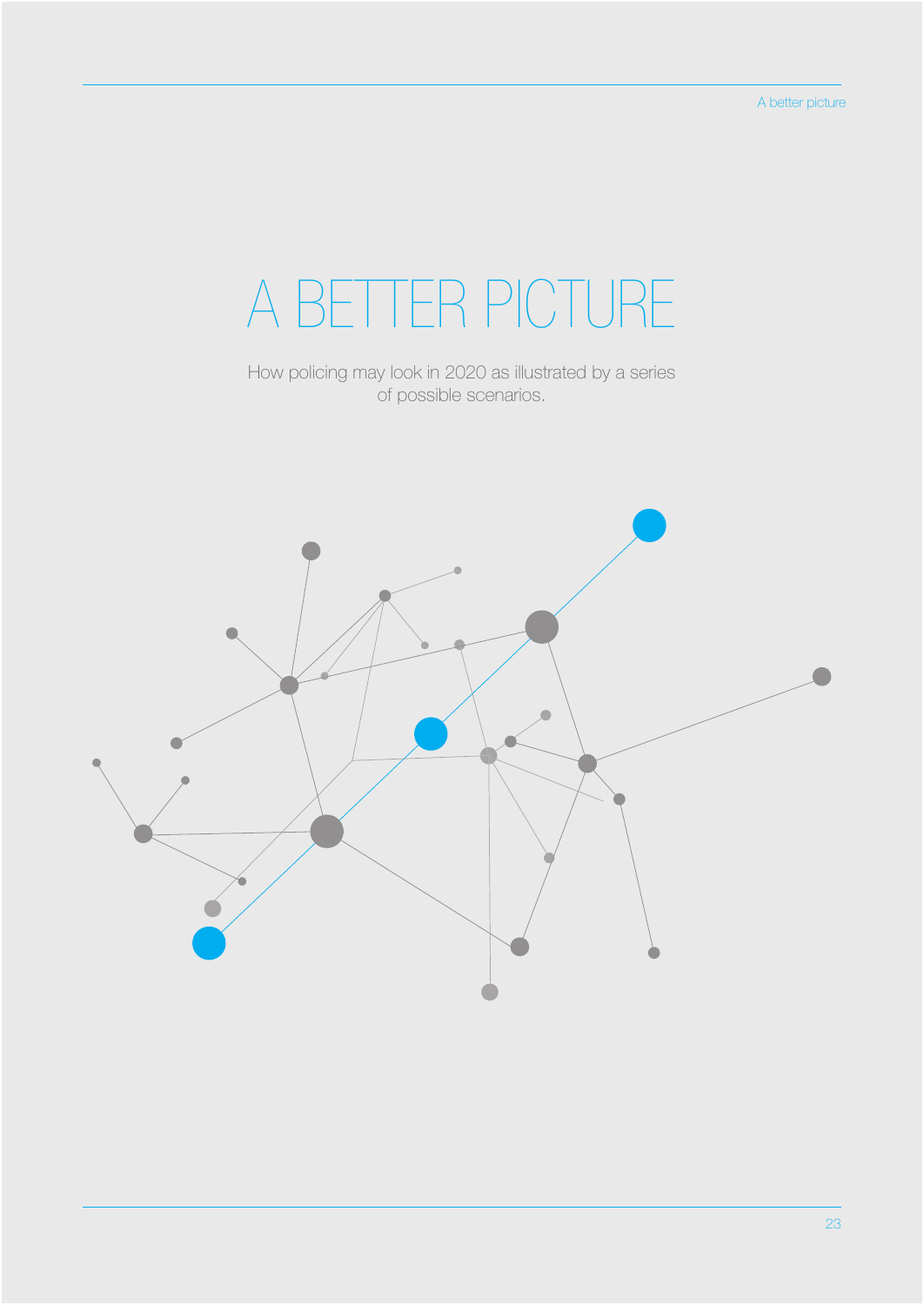# A BETTER PICTURE

How policing may look in 2020 as illustrated by a series of possible scenarios.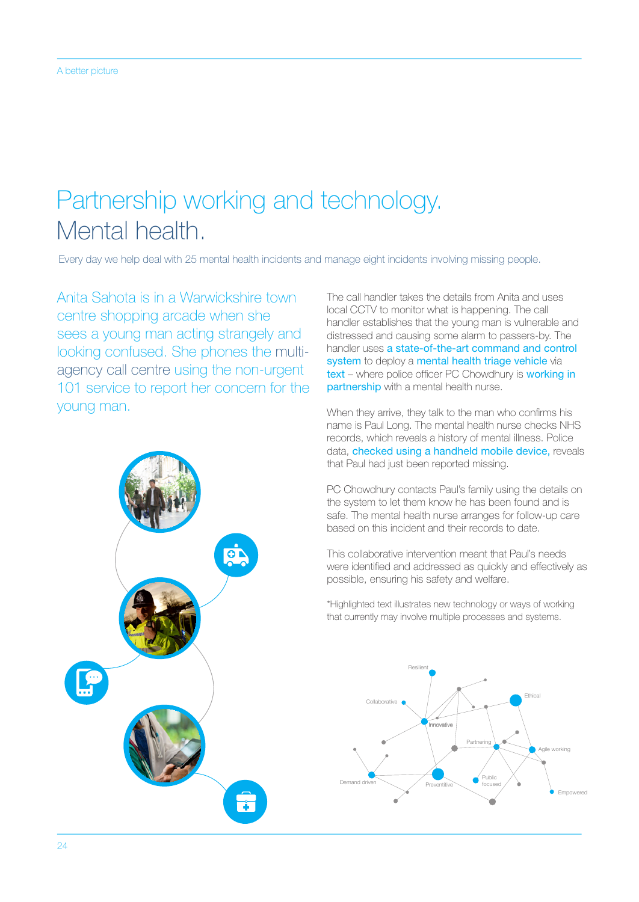# Partnership working and technology. Mental health.

Every day we help deal with 25 mental health incidents and manage eight incidents involving missing people.

Anita Sahota is in a Warwickshire town centre shopping arcade when she sees a young man acting strangely and looking confused. She phones the multi-agency call centre using the non-urgent 101 service to report her concern for the young man.

The call handler takes the details from Anita and uses local CCTV to monitor what is happening. The call handler establishes that the young man is vulnerable and distressed and causing some alarm to passers-by. The handler uses a state-of-the-art command and control system to deploy a mental health triage vehicle via text – where police officer PC Chowdhury is working in partnership with a mental health nurse.

When they arrive, they talk to the man who confirms his name is Paul Long. The mental health nurse checks NHS records, which reveals a history of mental illness. Police data, checked using a handheld mobile device, reveals that Paul had just been reported missing.

PC Chowdhury contacts Paul's family using the details on the system to let them know he has been found and is safe. The mental health nurse arranges for follow-up care based on this incident and their records to date.

This collaborative intervention meant that Paul's needs were identified and addressed as quickly and effectively as possible, ensuring his safety and welfare.

*Highlighted text illustrates new technology or ways of working that currently may involve multiple processes and systems.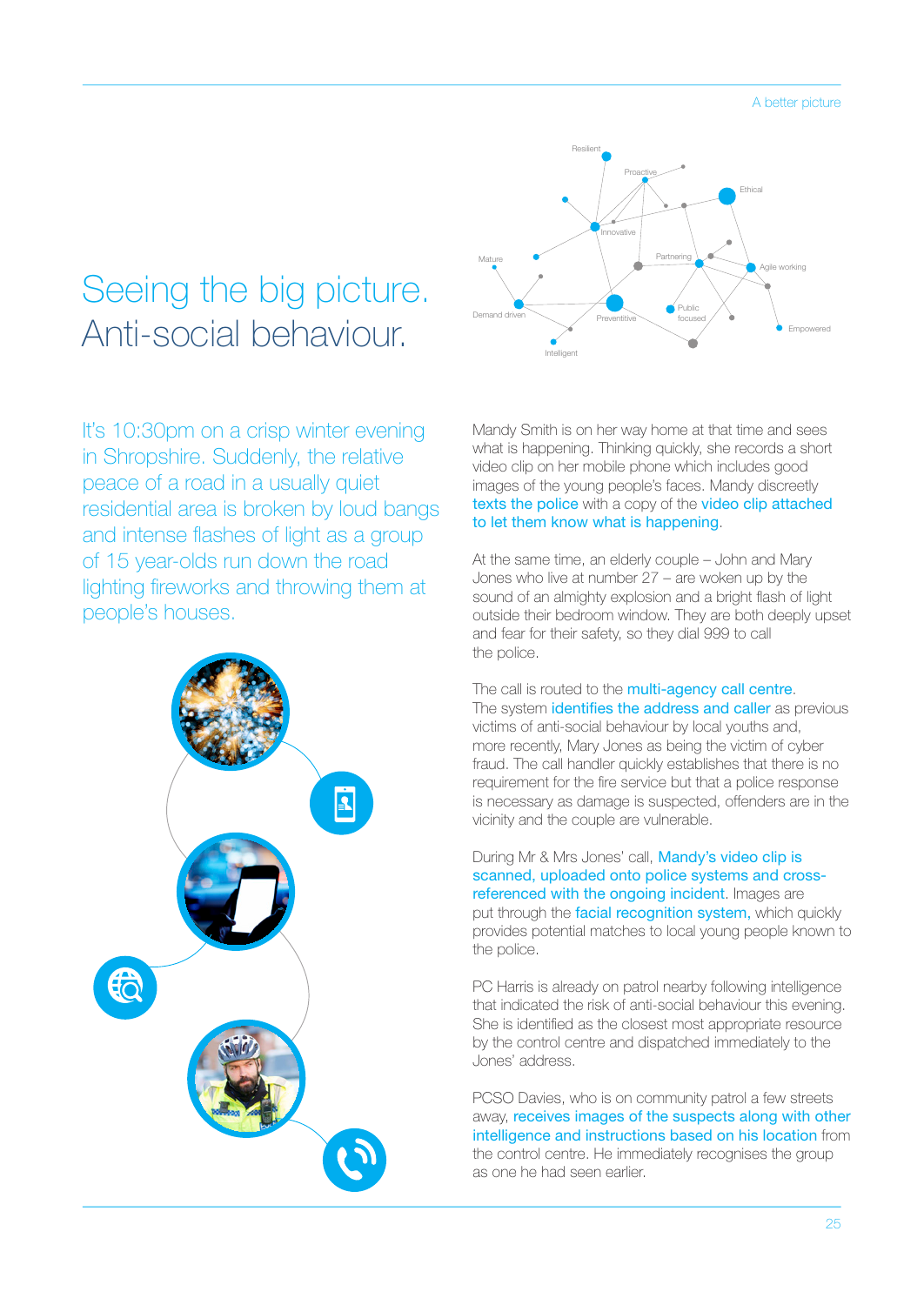# Seeing the big picture. Anti-social behaviour.

It's 10:30pm on a crisp winter evening in Shropshire. Suddenly, the relative peace of a road in a usually quiet residential area is broken by loud bangs and intense flashes of light as a group of 15 year-olds run down the road lighting fireworks and throwing them at people's houses.

Mandy Smith is on her way home at that time and sees what is happening. Thinking quickly, she records a short video clip on her mobile phone which includes good images of the young people's faces. Mandy discreetly texts the police with a copy of the video clip attached to let them know what is happening.

At the same time, an elderly couple – John and Mary Jones who live at number 27 – are woken up by the sound of an almighty explosion and a bright flash of light outside their bedroom window. They are both deeply upset and fear for their safety, so they dial 999 to call the police.

The call is routed to the multi-agency call centre. The system identifies the address and caller as previous victims of anti-social behaviour by local youths and, more recently, Mary Jones as being the victim of cyber fraud. The call handler quickly establishes that there is no requirement for the fire service but that a police response is necessary as damage is suspected, offenders are in the vicinity and the couple are vulnerable.

During Mr & Mrs Jones' call, Mandy's video clip is scanned, uploaded onto police systems and cross-referenced with the ongoing incident. Images are put through the facial recognition system, which quickly provides potential matches to local young people known to the police.

PC Harris is already on patrol nearby following intelligence that indicated the risk of anti-social behaviour this evening. She is identified as the closest most appropriate resource by the control centre and dispatched immediately to the Jones' address.

PCSO Davies, who is on community patrol a few streets away, receives images of the suspects along with other intelligence and instructions based on his location from the control centre. He immediately recognises the group as one he had seen earlier.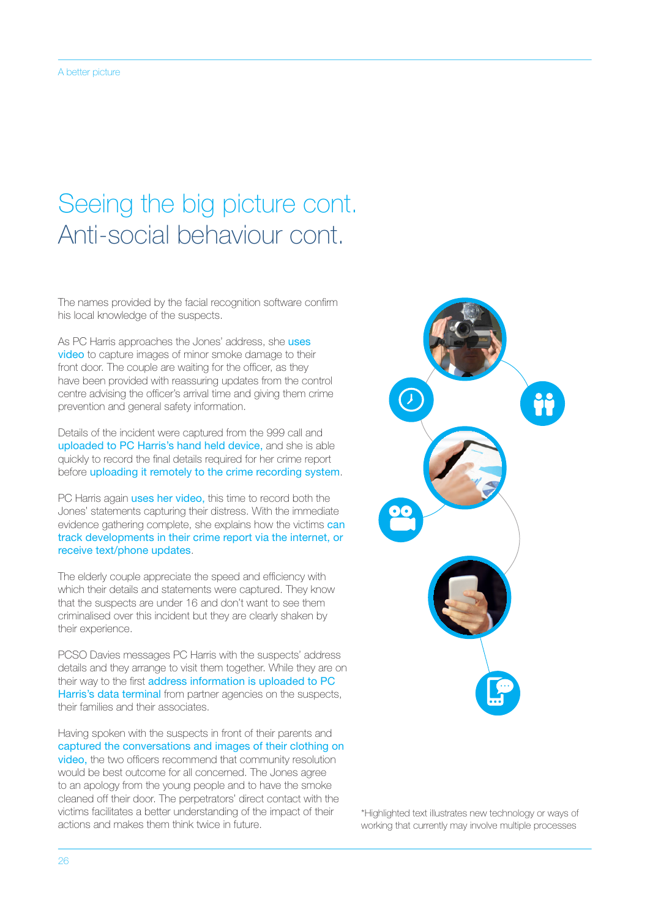# Seeing the big picture cont.
## Anti-social behaviour cont.

The names provided by the facial recognition software confirm his local knowledge of the suspects.

As PC Harris approaches the Jones' address, she uses video to capture images of minor smoke damage to their front door. The couple are waiting for the officer, as they have been provided with reassuring updates from the control centre advising the officer's arrival time and giving them crime prevention and general safety information.

Details of the incident were captured from the 999 call and uploaded to PC Harris's hand held device, and she is able quickly to record the final details required for her crime report before uploading it remotely to the crime recording system.

PC Harris again uses her video, this time to record both the Jones' statements capturing their distress. With the immediate evidence gathering complete, she explains how the victims can track developments in their crime report via the internet, or receive text/phone updates.

The elderly couple appreciate the speed and efficiency with which their details and statements were captured. They know that the suspects are under 16 and don't want to see them criminalised over this incident but they are clearly shaken by their experience.

PCSO Davies messages PC Harris with the suspects' address details and they arrange to visit them together. While they are on their way to the first address information is uploaded to PC Harris's data terminal from partner agencies on the suspects, their families and their associates.

Having spoken with the suspects in front of their parents and captured the conversations and images of their clothing on video, the two officers recommend that community resolution would be best outcome for all concerned. The Jones agree to an apology from the young people and to have the smoke cleaned off their door. The perpetrators' direct contact with the victims facilitates a better understanding of the impact of their actions and makes them think twice in future.

*Highlighted text illustrates new technology or ways of working that currently may involve multiple processes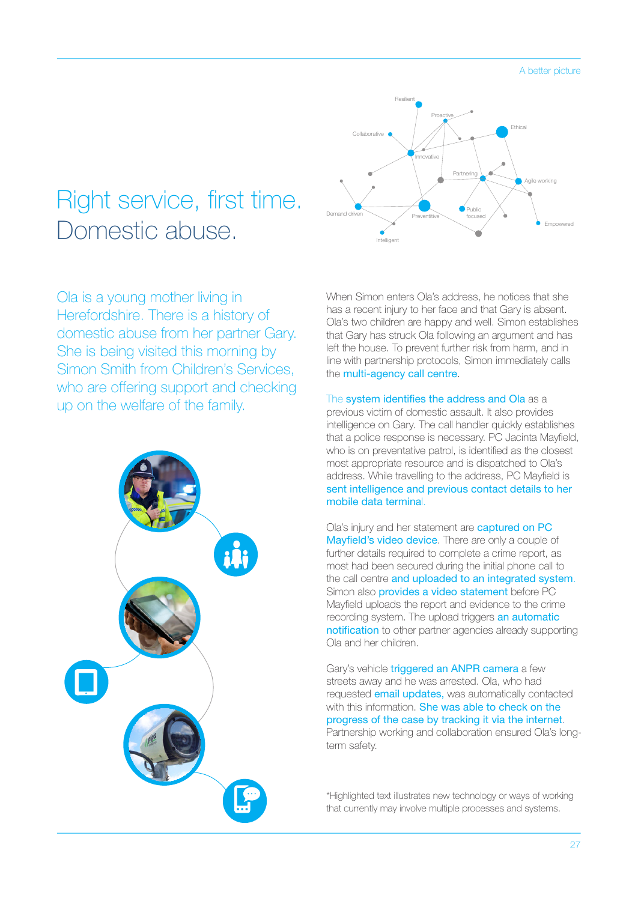# Right service, first time. Domestic abuse.

Ola is a young mother living in Herefordshire. There is a history of domestic abuse from her partner Gary. She is being visited this morning by Simon Smith from Children's Services, who are offering support and checking up on the welfare of the family.

When Simon enters Ola's address, he notices that she has a recent injury to her face and that Gary is absent. Ola's two children are happy and well. Simon establishes that Gary has struck Ola following an argument and has left the house. To prevent further risk from harm, and in line with partnership protocols, Simon immediately calls the multi-agency call centre.

The system identifies the address and Ola as a previous victim of domestic assault. It also provides intelligence on Gary. The call handler quickly establishes that a police response is necessary. PC Jacinta Mayfield, who is on preventative patrol, is identified as the closest most appropriate resource and is dispatched to Ola's address. While travelling to the address, PC Mayfield is sent intelligence and previous contact details to her mobile data terminal.

Ola's injury and her statement are captured on PC Mayfield's video device. There are only a couple of further details required to complete a crime report, as most had been secured during the initial phone call to the call centre and uploaded to an integrated system. Simon also provides a video statement before PC Mayfield uploads the report and evidence to the crime recording system. The upload triggers an automatic notification to other partner agencies already supporting Ola and her children.

Gary's vehicle triggered an ANPR camera a few streets away and he was arrested. Ola, who had requested email updates, was automatically contacted with this information. She was able to check on the progress of the case by tracking it via the internet. Partnership working and collaboration ensured Ola's long-term safety.

*Highlighted text illustrates new technology or ways of working that currently may involve multiple processes and systems.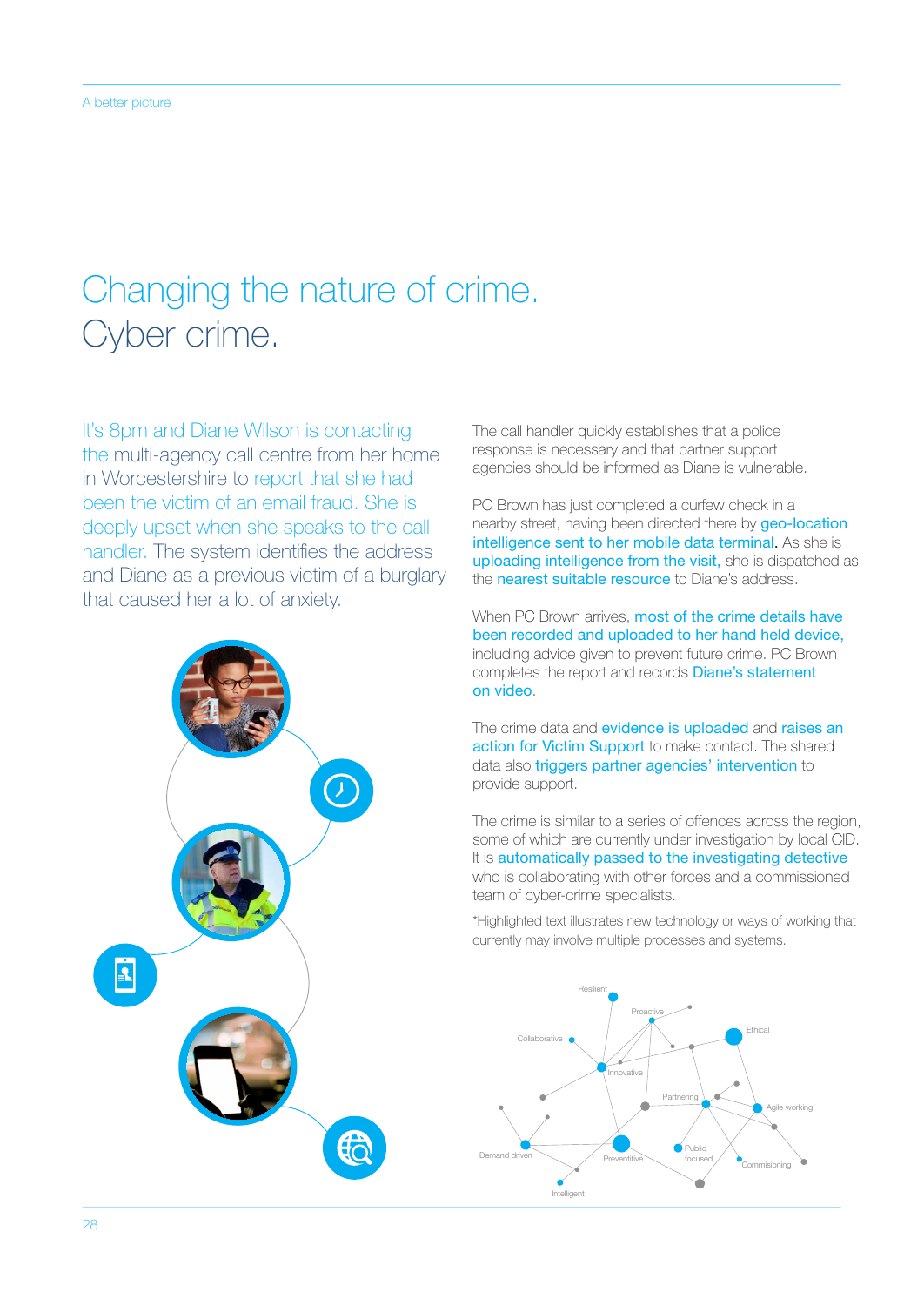# Changing the nature of crime.
# Cyber crime.

It's 8pm and Diane Wilson is contacting the multi-agency call centre from her home in Worcestershire to report that she had been the victim of an email fraud. She is deeply upset when she speaks to the call handler. The system identifies the address and Diane as a previous victim of a burglary that caused her a lot of anxiety.

The call handler quickly establishes that a police response is necessary and that partner support agencies should be informed as Diane is vulnerable.

PC Brown has just completed a curfew check in a nearby street, having been directed there by geo-location intelligence sent to her mobile data terminal. As she is uploading intelligence from the visit, she is dispatched as the nearest suitable resource to Diane's address.

When PC Brown arrives, most of the crime details have been recorded and uploaded to her hand held device, including advice given to prevent future crime. PC Brown completes the report and records Diane's statement on video.

The crime data and evidence is uploaded and raises an action for Victim Support to make contact. The shared data also triggers partner agencies' intervention to provide support.

The crime is similar to a series of offences across the region, some of which are currently under investigation by local CID. It is automatically passed to the investigating detective who is collaborating with other forces and a commissioned team of cyber-crime specialists.

*Highlighted text illustrates new technology or ways of working that currently may involve multiple processes and systems.

Resilient, Proactive, Collaborative, Ethical, Innovative, Partnering, Agile working, Demand driven, Preventitive, Public focused, Commisioning, Intelligent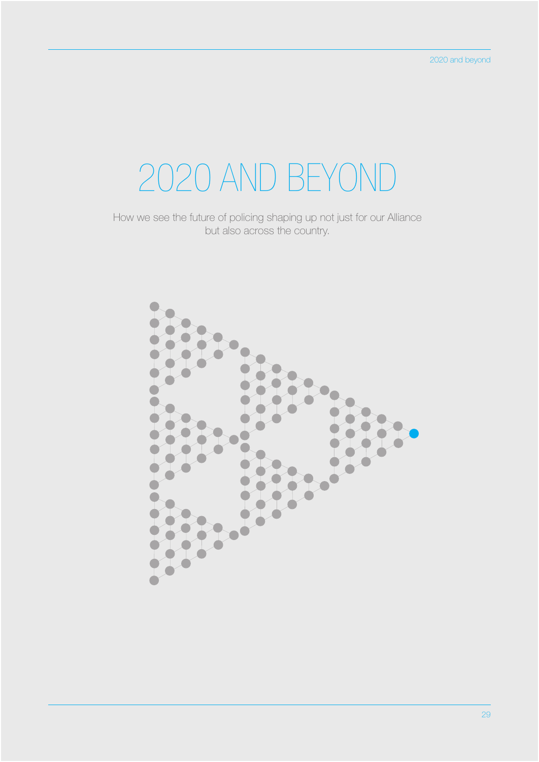# 2020 AND BEYOND

How we see the future of policing shaping up not just for our Alliance but also across the country.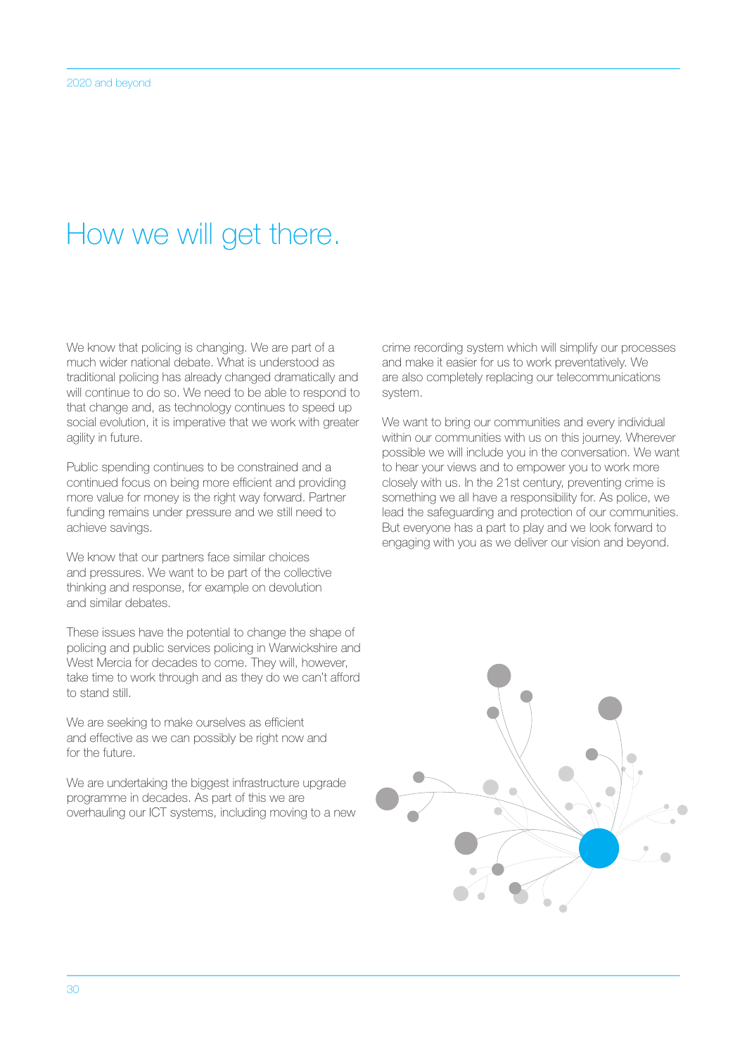# How we will get there.

We know that policing is changing. We are part of a much wider national debate. What is understood as traditional policing has already changed dramatically and will continue to do so. We need to be able to respond to that change and, as technology continues to speed up social evolution, it is imperative that we work with greater agility in future.

Public spending continues to be constrained and a continued focus on being more efficient and providing more value for money is the right way forward. Partner funding remains under pressure and we still need to achieve savings.

We know that our partners face similar choices and pressures. We want to be part of the collective thinking and response, for example on devolution and similar debates.

These issues have the potential to change the shape of policing and public services policing in Warwickshire and West Mercia for decades to come. They will, however, take time to work through and as they do we can't afford to stand still.

We are seeking to make ourselves as efficient and effective as we can possibly be right now and for the future.

We are undertaking the biggest infrastructure upgrade programme in decades. As part of this we are overhauling our ICT systems, including moving to a new crime recording system which will simplify our processes and make it easier for us to work preventatively. We are also completely replacing our telecommunications system.

We want to bring our communities and every individual within our communities with us on this journey. Wherever possible we will include you in the conversation. We want to hear your views and to empower you to work more closely with us. In the 21st century, preventing crime is something we all have a responsibility for. As police, we lead the safeguarding and protection of our communities. But everyone has a part to play and we look forward to engaging with you as we deliver our vision and beyond.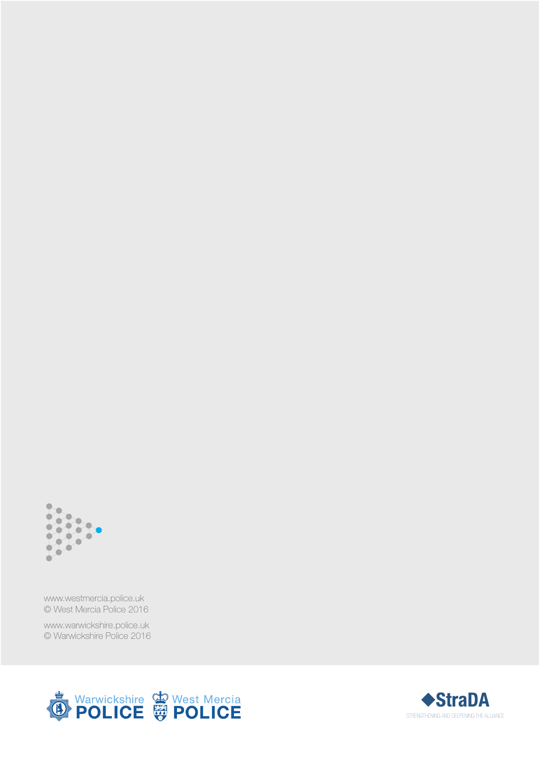www.westmercia.police.uk
© West Mercia Police 2016

www.warwickshire.police.uk
© Warwickshire Police 2016

Warwickshire POLICE West Mercia POLICE

StraDA
STRENGTHENING AND DEEPENING THE ALLIANCE